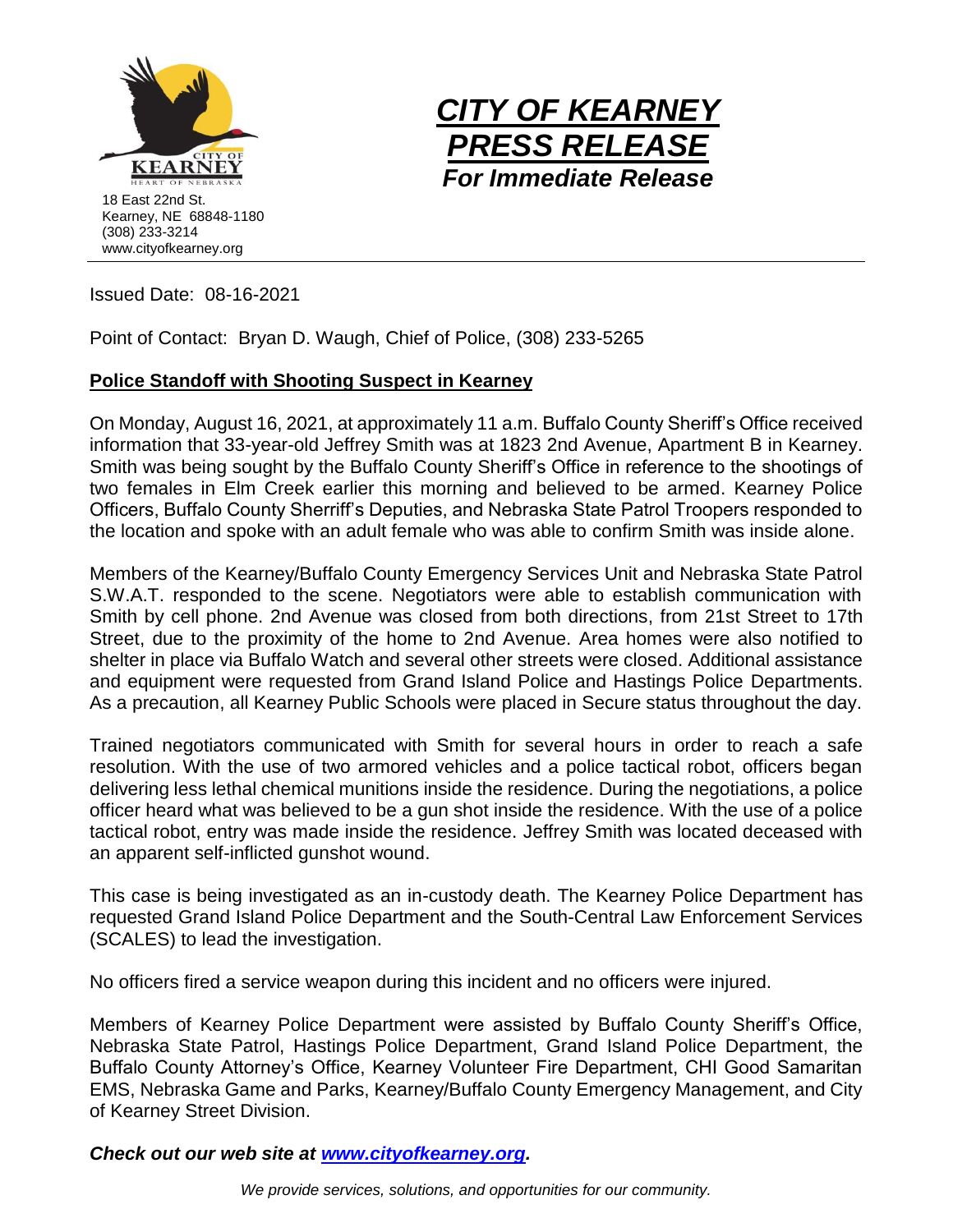18 East 22nd St.
Kearney, NE 68848-1180
(308) 233-3214
www.cityofkearney.org

# CITY OF KEARNEY PRESS RELEASE

***For Immediate Release***

Issued Date: 08-16-2021

Point of Contact: Bryan D. Waugh, Chief of Police, (308) 233-5265

**Police Standoff with Shooting Suspect in Kearney**

On Monday, August 16, 2021, at approximately 11 a.m. Buffalo County Sheriff's Office received information that 33-year-old Jeffrey Smith was at 1823 2nd Avenue, Apartment B in Kearney. Smith was being sought by the Buffalo County Sheriff's Office in reference to the shootings of two females in Elm Creek earlier this morning and believed to be armed. Kearney Police Officers, Buffalo County Sherriff's Deputies, and Nebraska State Patrol Troopers responded to the location and spoke with an adult female who was able to confirm Smith was inside alone.

Members of the Kearney/Buffalo County Emergency Services Unit and Nebraska State Patrol S.W.A.T. responded to the scene. Negotiators were able to establish communication with Smith by cell phone. 2nd Avenue was closed from both directions, from 21st Street to 17th Street, due to the proximity of the home to 2nd Avenue. Area homes were also notified to shelter in place via Buffalo Watch and several other streets were closed. Additional assistance and equipment were requested from Grand Island Police and Hastings Police Departments. As a precaution, all Kearney Public Schools were placed in Secure status throughout the day.

Trained negotiators communicated with Smith for several hours in order to reach a safe resolution. With the use of two armored vehicles and a police tactical robot, officers began delivering less lethal chemical munitions inside the residence. During the negotiations, a police officer heard what was believed to be a gun shot inside the residence. With the use of a police tactical robot, entry was made inside the residence. Jeffrey Smith was located deceased with an apparent self-inflicted gunshot wound.

This case is being investigated as an in-custody death. The Kearney Police Department has requested Grand Island Police Department and the South-Central Law Enforcement Services (SCALES) to lead the investigation.

No officers fired a service weapon during this incident and no officers were injured.

Members of Kearney Police Department were assisted by Buffalo County Sheriff's Office, Nebraska State Patrol, Hastings Police Department, Grand Island Police Department, the Buffalo County Attorney's Office, Kearney Volunteer Fire Department, CHI Good Samaritan EMS, Nebraska Game and Parks, Kearney/Buffalo County Emergency Management, and City of Kearney Street Division.

***Check out our web site at [www.cityofkearney.org](http://www.cityofkearney.org).***

*We provide services, solutions, and opportunities for our community.*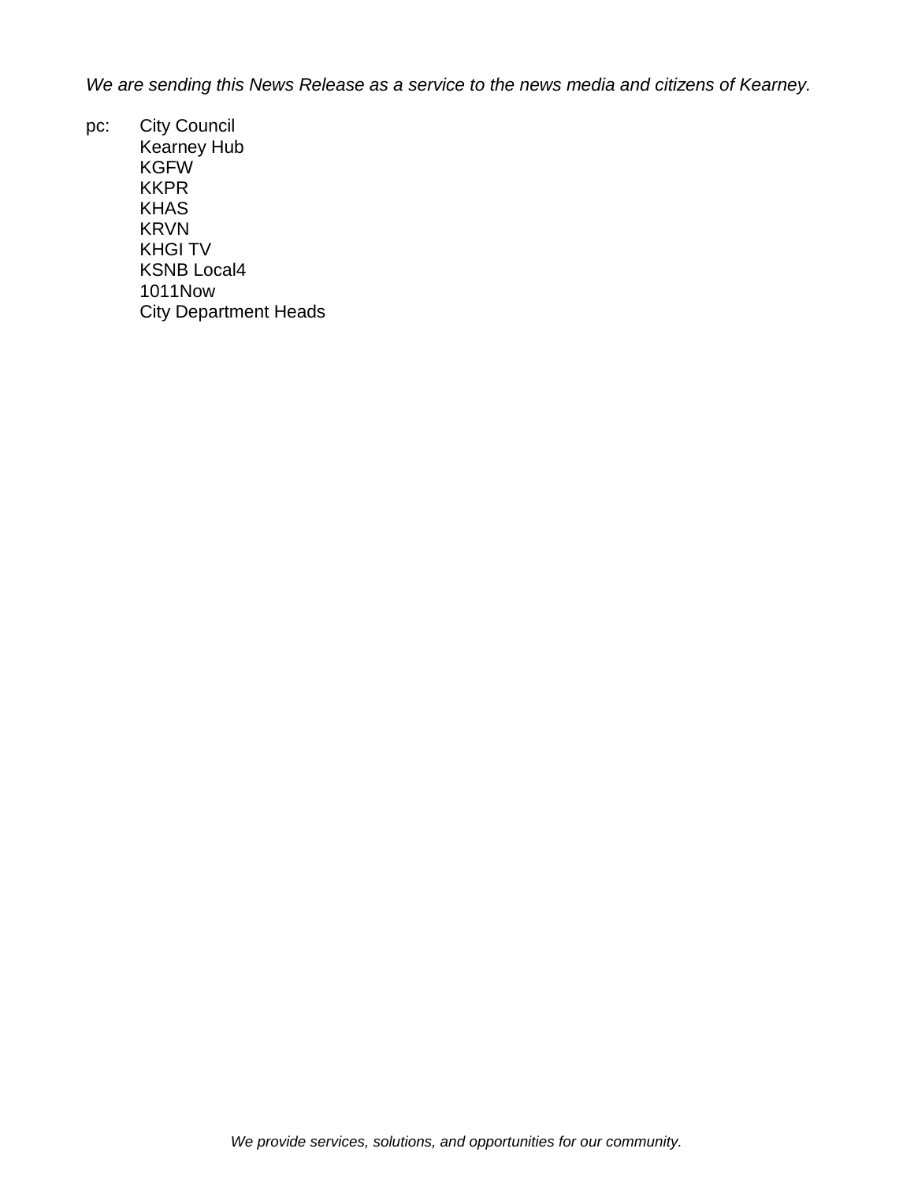*We are sending this News Release as a service to the news media and citizens of Kearney.*

pc: City Council
Kearney Hub
KGFW
KKPR
KHAS
KRVN
KHGI TV
KSNB Local4
1011Now
City Department Heads

*We provide services, solutions, and opportunities for our community.*